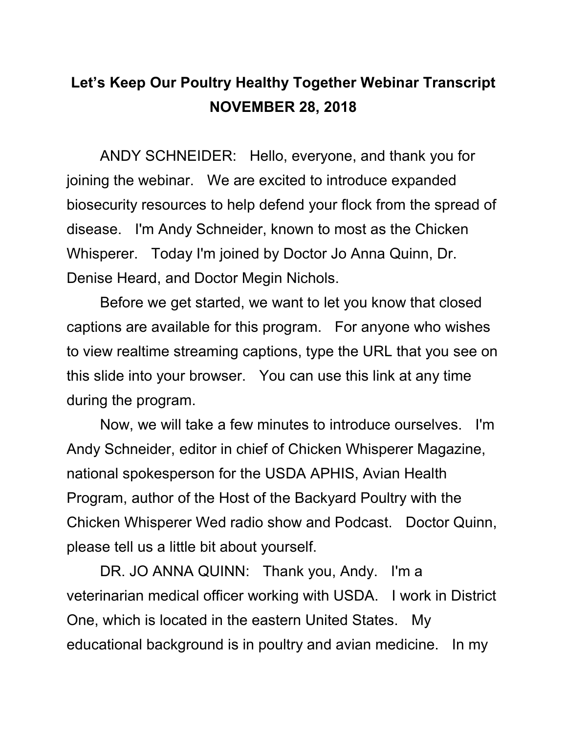# Let's Keep Our Poultry Healthy Together Webinar Transcript
## NOVEMBER 28, 2018

ANDY SCHNEIDER: Hello, everyone, and thank you for joining the webinar. We are excited to introduce expanded biosecurity resources to help defend your flock from the spread of disease. I'm Andy Schneider, known to most as the Chicken Whisperer. Today I'm joined by Doctor Jo Anna Quinn, Dr. Denise Heard, and Doctor Megin Nichols.

Before we get started, we want to let you know that closed captions are available for this program. For anyone who wishes to view realtime streaming captions, type the URL that you see on this slide into your browser. You can use this link at any time during the program.

Now, we will take a few minutes to introduce ourselves. I'm Andy Schneider, editor in chief of Chicken Whisperer Magazine, national spokesperson for the USDA APHIS, Avian Health Program, author of the Host of the Backyard Poultry with the Chicken Whisperer Wed radio show and Podcast. Doctor Quinn, please tell us a little bit about yourself.

DR. JO ANNA QUINN: Thank you, Andy. I'm a veterinarian medical officer working with USDA. I work in District One, which is located in the eastern United States. My educational background is in poultry and avian medicine. In my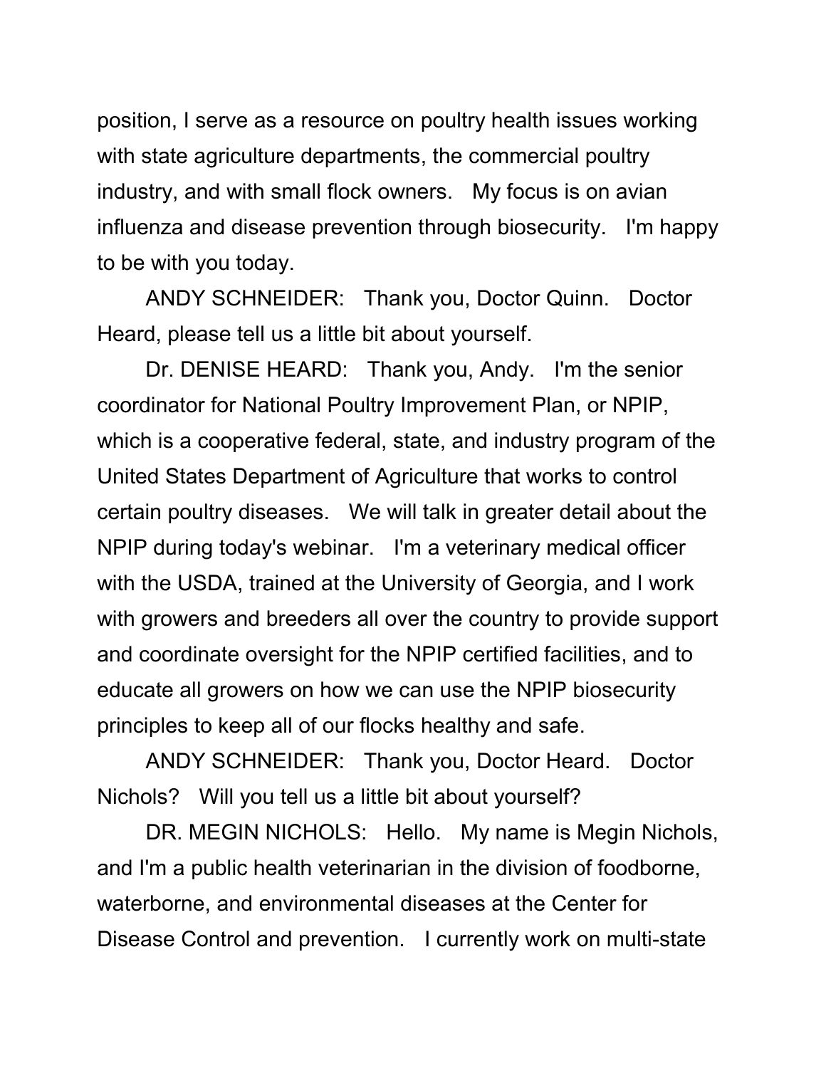position, I serve as a resource on poultry health issues working with state agriculture departments, the commercial poultry industry, and with small flock owners. My focus is on avian influenza and disease prevention through biosecurity. I'm happy to be with you today.

ANDY SCHNEIDER: Thank you, Doctor Quinn. Doctor Heard, please tell us a little bit about yourself.

Dr. DENISE HEARD: Thank you, Andy. I'm the senior coordinator for National Poultry Improvement Plan, or NPIP, which is a cooperative federal, state, and industry program of the United States Department of Agriculture that works to control certain poultry diseases. We will talk in greater detail about the NPIP during today's webinar. I'm a veterinary medical officer with the USDA, trained at the University of Georgia, and I work with growers and breeders all over the country to provide support and coordinate oversight for the NPIP certified facilities, and to educate all growers on how we can use the NPIP biosecurity principles to keep all of our flocks healthy and safe.

ANDY SCHNEIDER: Thank you, Doctor Heard. Doctor Nichols? Will you tell us a little bit about yourself?

DR. MEGIN NICHOLS: Hello. My name is Megin Nichols, and I'm a public health veterinarian in the division of foodborne, waterborne, and environmental diseases at the Center for Disease Control and prevention. I currently work on multi-state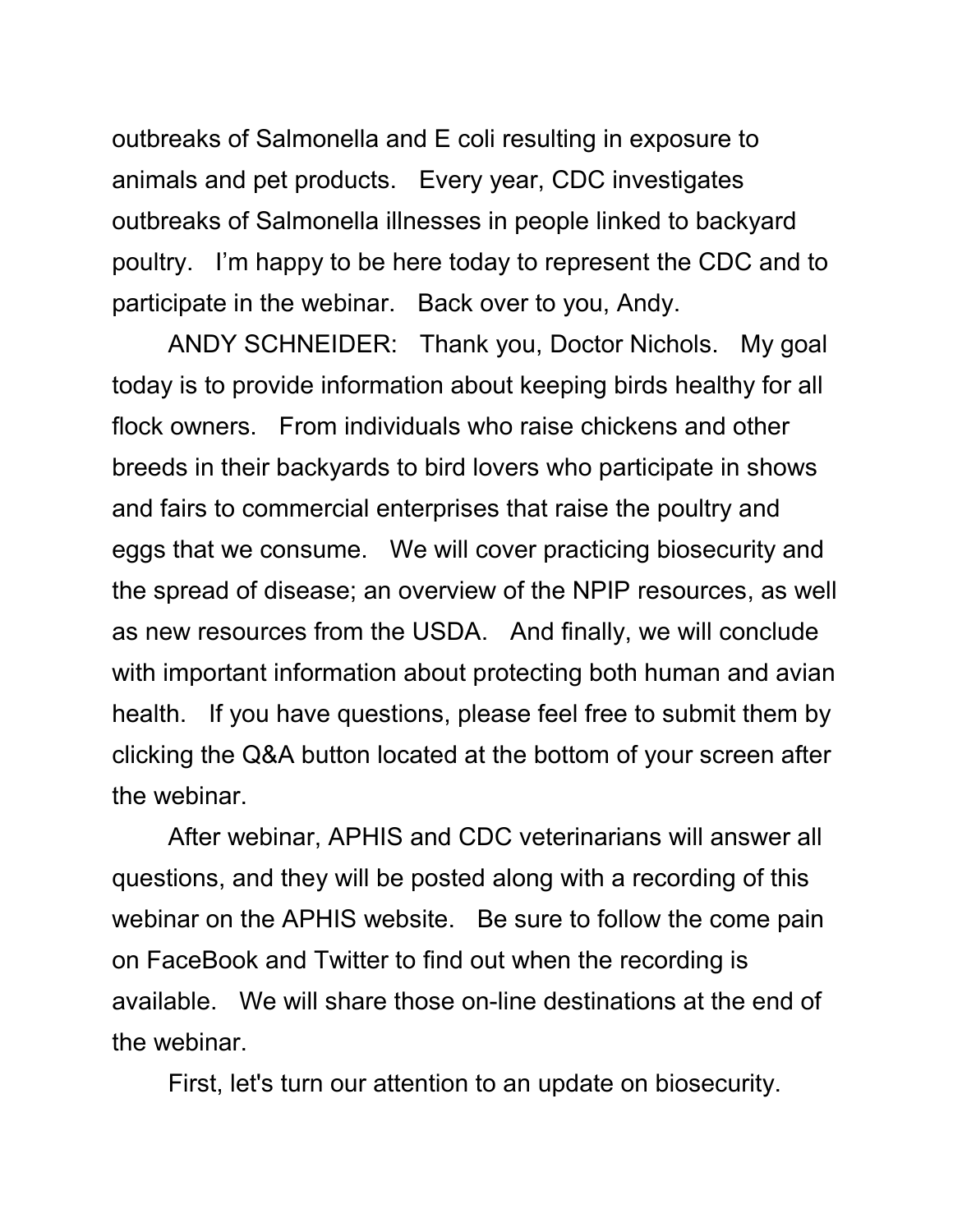outbreaks of Salmonella and E coli resulting in exposure to animals and pet products. Every year, CDC investigates outbreaks of Salmonella illnesses in people linked to backyard poultry. I'm happy to be here today to represent the CDC and to participate in the webinar. Back over to you, Andy.

ANDY SCHNEIDER: Thank you, Doctor Nichols. My goal today is to provide information about keeping birds healthy for all flock owners. From individuals who raise chickens and other breeds in their backyards to bird lovers who participate in shows and fairs to commercial enterprises that raise the poultry and eggs that we consume. We will cover practicing biosecurity and the spread of disease; an overview of the NPIP resources, as well as new resources from the USDA. And finally, we will conclude with important information about protecting both human and avian health. If you have questions, please feel free to submit them by clicking the Q&A button located at the bottom of your screen after the webinar.

After webinar, APHIS and CDC veterinarians will answer all questions, and they will be posted along with a recording of this webinar on the APHIS website. Be sure to follow the come pain on FaceBook and Twitter to find out when the recording is available. We will share those on-line destinations at the end of the webinar.

First, let's turn our attention to an update on biosecurity.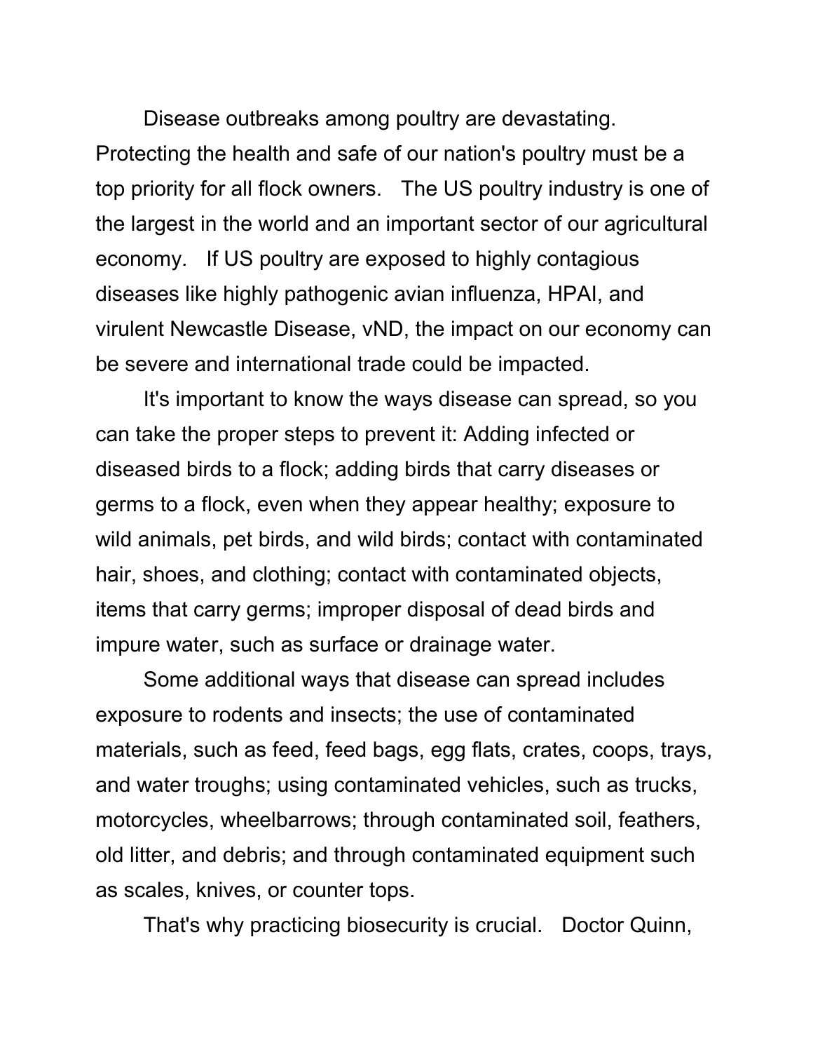Disease outbreaks among poultry are devastating. Protecting the health and safe of our nation's poultry must be a top priority for all flock owners. The US poultry industry is one of the largest in the world and an important sector of our agricultural economy. If US poultry are exposed to highly contagious diseases like highly pathogenic avian influenza, HPAI, and virulent Newcastle Disease, vND, the impact on our economy can be severe and international trade could be impacted.

It's important to know the ways disease can spread, so you can take the proper steps to prevent it: Adding infected or diseased birds to a flock; adding birds that carry diseases or germs to a flock, even when they appear healthy; exposure to wild animals, pet birds, and wild birds; contact with contaminated hair, shoes, and clothing; contact with contaminated objects, items that carry germs; improper disposal of dead birds and impure water, such as surface or drainage water.

Some additional ways that disease can spread includes exposure to rodents and insects; the use of contaminated materials, such as feed, feed bags, egg flats, crates, coops, trays, and water troughs; using contaminated vehicles, such as trucks, motorcycles, wheelbarrows; through contaminated soil, feathers, old litter, and debris; and through contaminated equipment such as scales, knives, or counter tops.

That's why practicing biosecurity is crucial. Doctor Quinn,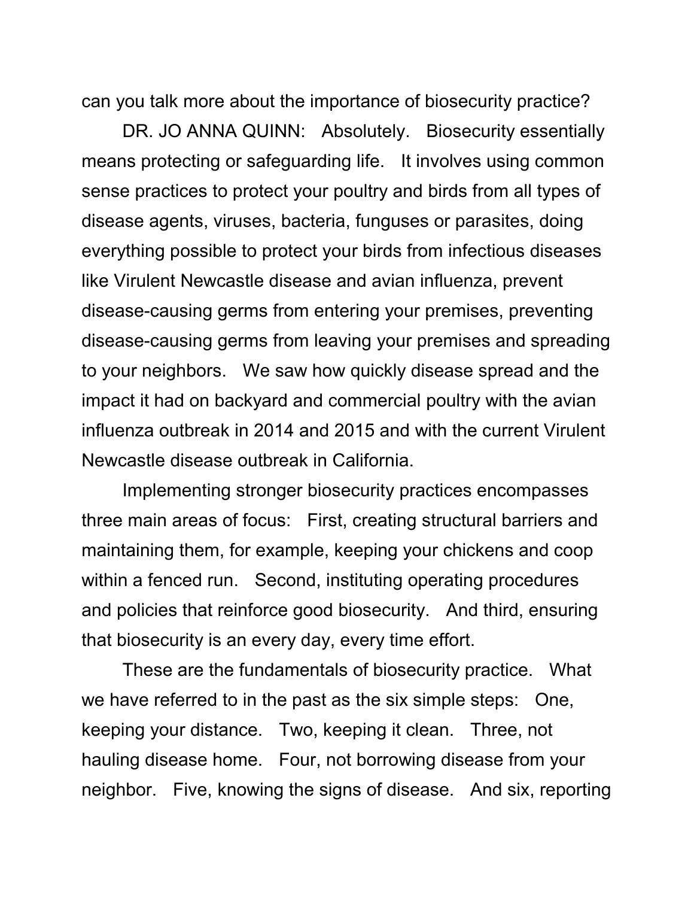can you talk more about the importance of biosecurity practice?

DR. JO ANNA QUINN: Absolutely. Biosecurity essentially means protecting or safeguarding life. It involves using common sense practices to protect your poultry and birds from all types of disease agents, viruses, bacteria, funguses or parasites, doing everything possible to protect your birds from infectious diseases like Virulent Newcastle disease and avian influenza, prevent disease-causing germs from entering your premises, preventing disease-causing germs from leaving your premises and spreading to your neighbors. We saw how quickly disease spread and the impact it had on backyard and commercial poultry with the avian influenza outbreak in 2014 and 2015 and with the current Virulent Newcastle disease outbreak in California.

Implementing stronger biosecurity practices encompasses three main areas of focus: First, creating structural barriers and maintaining them, for example, keeping your chickens and coop within a fenced run. Second, instituting operating procedures and policies that reinforce good biosecurity. And third, ensuring that biosecurity is an every day, every time effort.

These are the fundamentals of biosecurity practice. What we have referred to in the past as the six simple steps: One, keeping your distance. Two, keeping it clean. Three, not hauling disease home. Four, not borrowing disease from your neighbor. Five, knowing the signs of disease. And six, reporting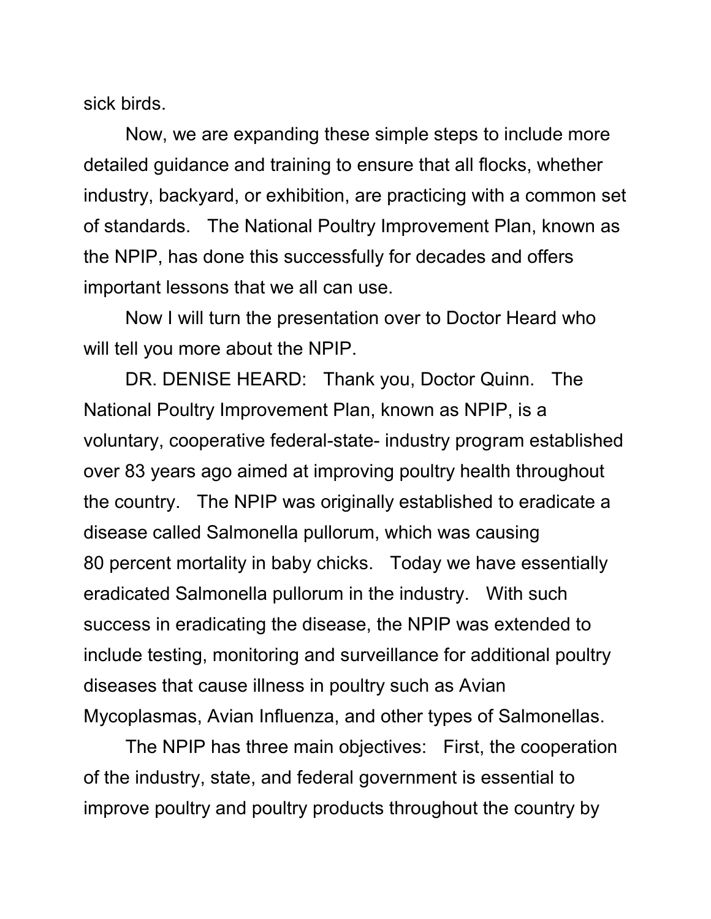sick birds.

Now, we are expanding these simple steps to include more detailed guidance and training to ensure that all flocks, whether industry, backyard, or exhibition, are practicing with a common set of standards. The National Poultry Improvement Plan, known as the NPIP, has done this successfully for decades and offers important lessons that we all can use.

Now I will turn the presentation over to Doctor Heard who will tell you more about the NPIP.

DR. DENISE HEARD: Thank you, Doctor Quinn. The National Poultry Improvement Plan, known as NPIP, is a voluntary, cooperative federal-state- industry program established over 83 years ago aimed at improving poultry health throughout the country. The NPIP was originally established to eradicate a disease called Salmonella pullorum, which was causing 80 percent mortality in baby chicks. Today we have essentially eradicated Salmonella pullorum in the industry. With such success in eradicating the disease, the NPIP was extended to include testing, monitoring and surveillance for additional poultry diseases that cause illness in poultry such as Avian Mycoplasmas, Avian Influenza, and other types of Salmonellas.

The NPIP has three main objectives: First, the cooperation of the industry, state, and federal government is essential to improve poultry and poultry products throughout the country by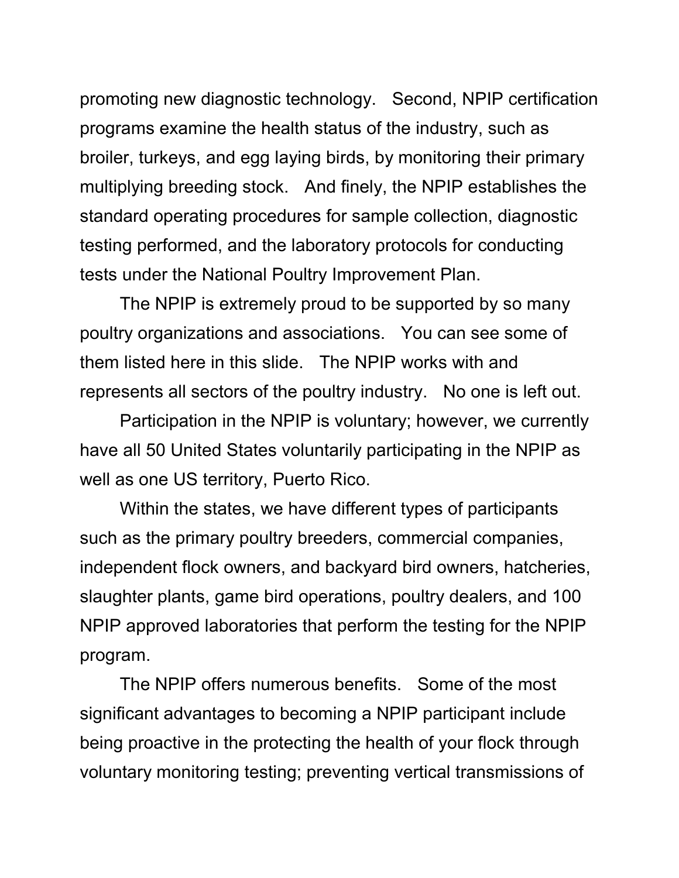promoting new diagnostic technology. Second, NPIP certification programs examine the health status of the industry, such as broiler, turkeys, and egg laying birds, by monitoring their primary multiplying breeding stock. And finely, the NPIP establishes the standard operating procedures for sample collection, diagnostic testing performed, and the laboratory protocols for conducting tests under the National Poultry Improvement Plan.

The NPIP is extremely proud to be supported by so many poultry organizations and associations. You can see some of them listed here in this slide. The NPIP works with and represents all sectors of the poultry industry. No one is left out.

Participation in the NPIP is voluntary; however, we currently have all 50 United States voluntarily participating in the NPIP as well as one US territory, Puerto Rico.

Within the states, we have different types of participants such as the primary poultry breeders, commercial companies, independent flock owners, and backyard bird owners, hatcheries, slaughter plants, game bird operations, poultry dealers, and 100 NPIP approved laboratories that perform the testing for the NPIP program.

The NPIP offers numerous benefits. Some of the most significant advantages to becoming a NPIP participant include being proactive in the protecting the health of your flock through voluntary monitoring testing; preventing vertical transmissions of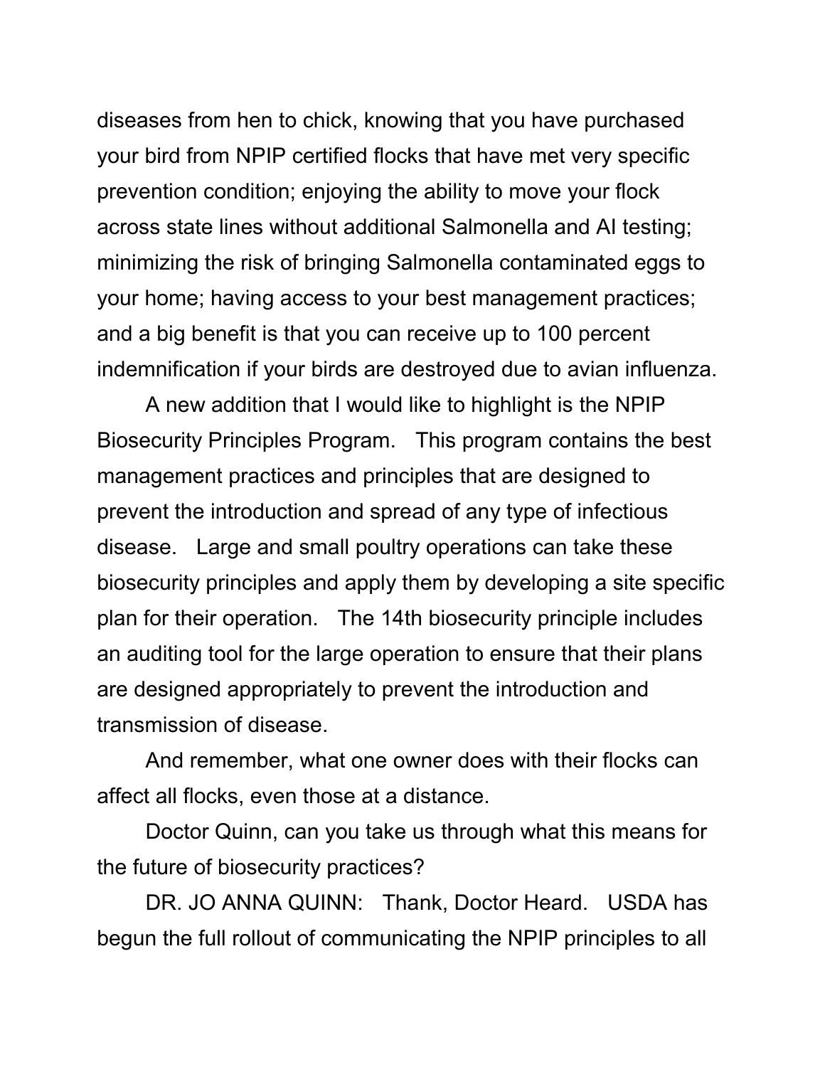diseases from hen to chick, knowing that you have purchased your bird from NPIP certified flocks that have met very specific prevention condition; enjoying the ability to move your flock across state lines without additional Salmonella and AI testing; minimizing the risk of bringing Salmonella contaminated eggs to your home; having access to your best management practices; and a big benefit is that you can receive up to 100 percent indemnification if your birds are destroyed due to avian influenza.

A new addition that I would like to highlight is the NPIP Biosecurity Principles Program. This program contains the best management practices and principles that are designed to prevent the introduction and spread of any type of infectious disease. Large and small poultry operations can take these biosecurity principles and apply them by developing a site specific plan for their operation. The 14th biosecurity principle includes an auditing tool for the large operation to ensure that their plans are designed appropriately to prevent the introduction and transmission of disease.

And remember, what one owner does with their flocks can affect all flocks, even those at a distance.

Doctor Quinn, can you take us through what this means for the future of biosecurity practices?

DR. JO ANNA QUINN: Thank, Doctor Heard. USDA has begun the full rollout of communicating the NPIP principles to all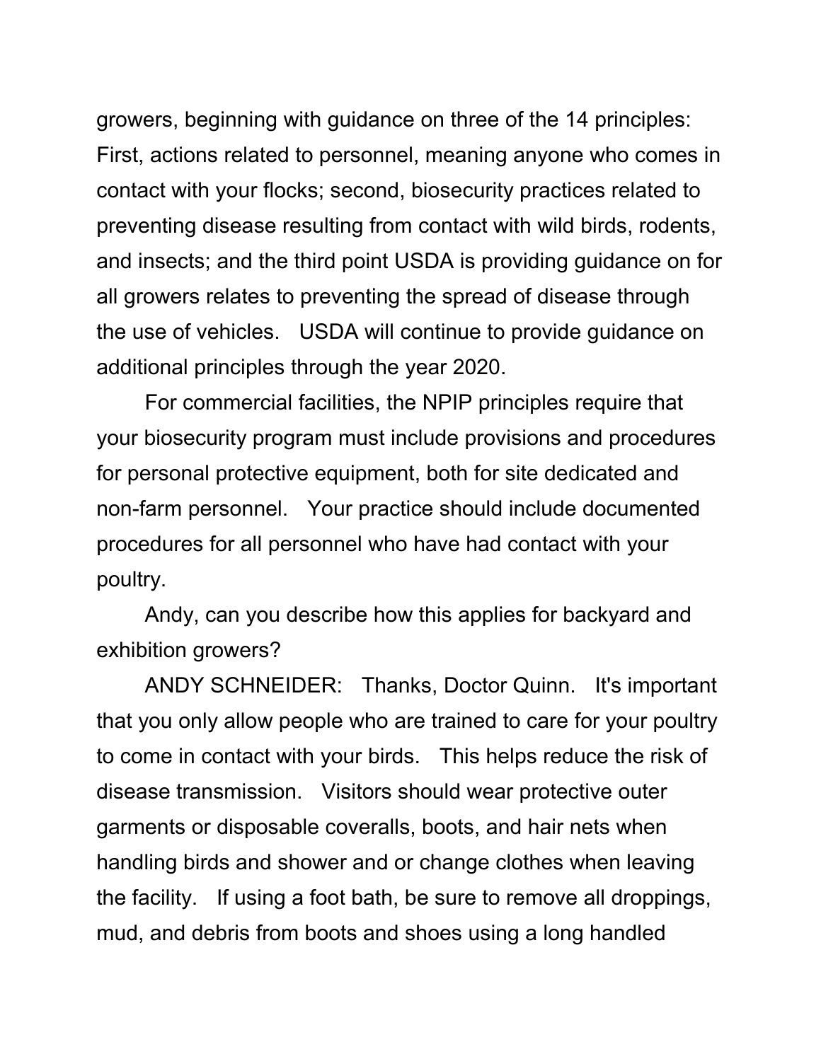growers, beginning with guidance on three of the 14 principles: First, actions related to personnel, meaning anyone who comes in contact with your flocks; second, biosecurity practices related to preventing disease resulting from contact with wild birds, rodents, and insects; and the third point USDA is providing guidance on for all growers relates to preventing the spread of disease through the use of vehicles. USDA will continue to provide guidance on additional principles through the year 2020.

For commercial facilities, the NPIP principles require that your biosecurity program must include provisions and procedures for personal protective equipment, both for site dedicated and non-farm personnel. Your practice should include documented procedures for all personnel who have had contact with your poultry.

Andy, can you describe how this applies for backyard and exhibition growers?

ANDY SCHNEIDER: Thanks, Doctor Quinn. It's important that you only allow people who are trained to care for your poultry to come in contact with your birds. This helps reduce the risk of disease transmission. Visitors should wear protective outer garments or disposable coveralls, boots, and hair nets when handling birds and shower and or change clothes when leaving the facility. If using a foot bath, be sure to remove all droppings, mud, and debris from boots and shoes using a long handled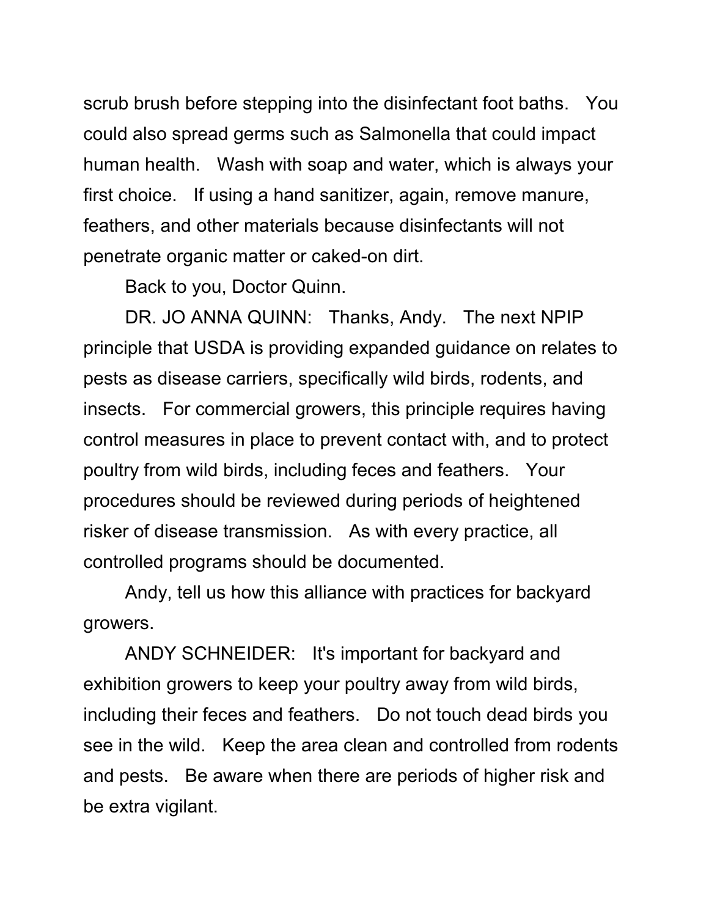scrub brush before stepping into the disinfectant foot baths. You could also spread germs such as Salmonella that could impact human health. Wash with soap and water, which is always your first choice. If using a hand sanitizer, again, remove manure, feathers, and other materials because disinfectants will not penetrate organic matter or caked-on dirt.

Back to you, Doctor Quinn.

DR. JO ANNA QUINN: Thanks, Andy. The next NPIP principle that USDA is providing expanded guidance on relates to pests as disease carriers, specifically wild birds, rodents, and insects. For commercial growers, this principle requires having control measures in place to prevent contact with, and to protect poultry from wild birds, including feces and feathers. Your procedures should be reviewed during periods of heightened risker of disease transmission. As with every practice, all controlled programs should be documented.

Andy, tell us how this alliance with practices for backyard growers.

ANDY SCHNEIDER: It's important for backyard and exhibition growers to keep your poultry away from wild birds, including their feces and feathers. Do not touch dead birds you see in the wild. Keep the area clean and controlled from rodents and pests. Be aware when there are periods of higher risk and be extra vigilant.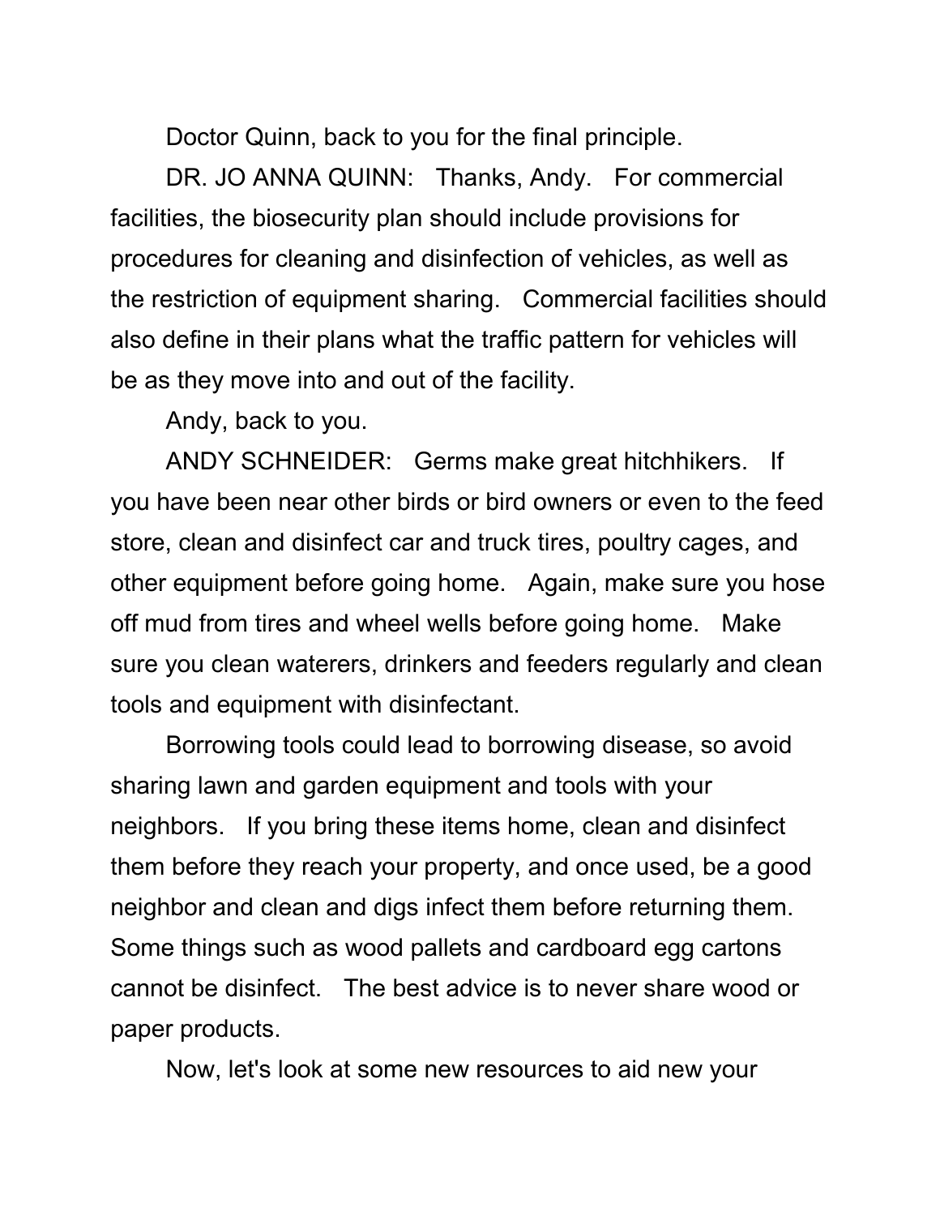Doctor Quinn, back to you for the final principle.

DR. JO ANNA QUINN: Thanks, Andy. For commercial facilities, the biosecurity plan should include provisions for procedures for cleaning and disinfection of vehicles, as well as the restriction of equipment sharing. Commercial facilities should also define in their plans what the traffic pattern for vehicles will be as they move into and out of the facility.

Andy, back to you.

ANDY SCHNEIDER: Germs make great hitchhikers. If you have been near other birds or bird owners or even to the feed store, clean and disinfect car and truck tires, poultry cages, and other equipment before going home. Again, make sure you hose off mud from tires and wheel wells before going home. Make sure you clean waterers, drinkers and feeders regularly and clean tools and equipment with disinfectant.

Borrowing tools could lead to borrowing disease, so avoid sharing lawn and garden equipment and tools with your neighbors. If you bring these items home, clean and disinfect them before they reach your property, and once used, be a good neighbor and clean and digs infect them before returning them. Some things such as wood pallets and cardboard egg cartons cannot be disinfect. The best advice is to never share wood or paper products.

Now, let's look at some new resources to aid new your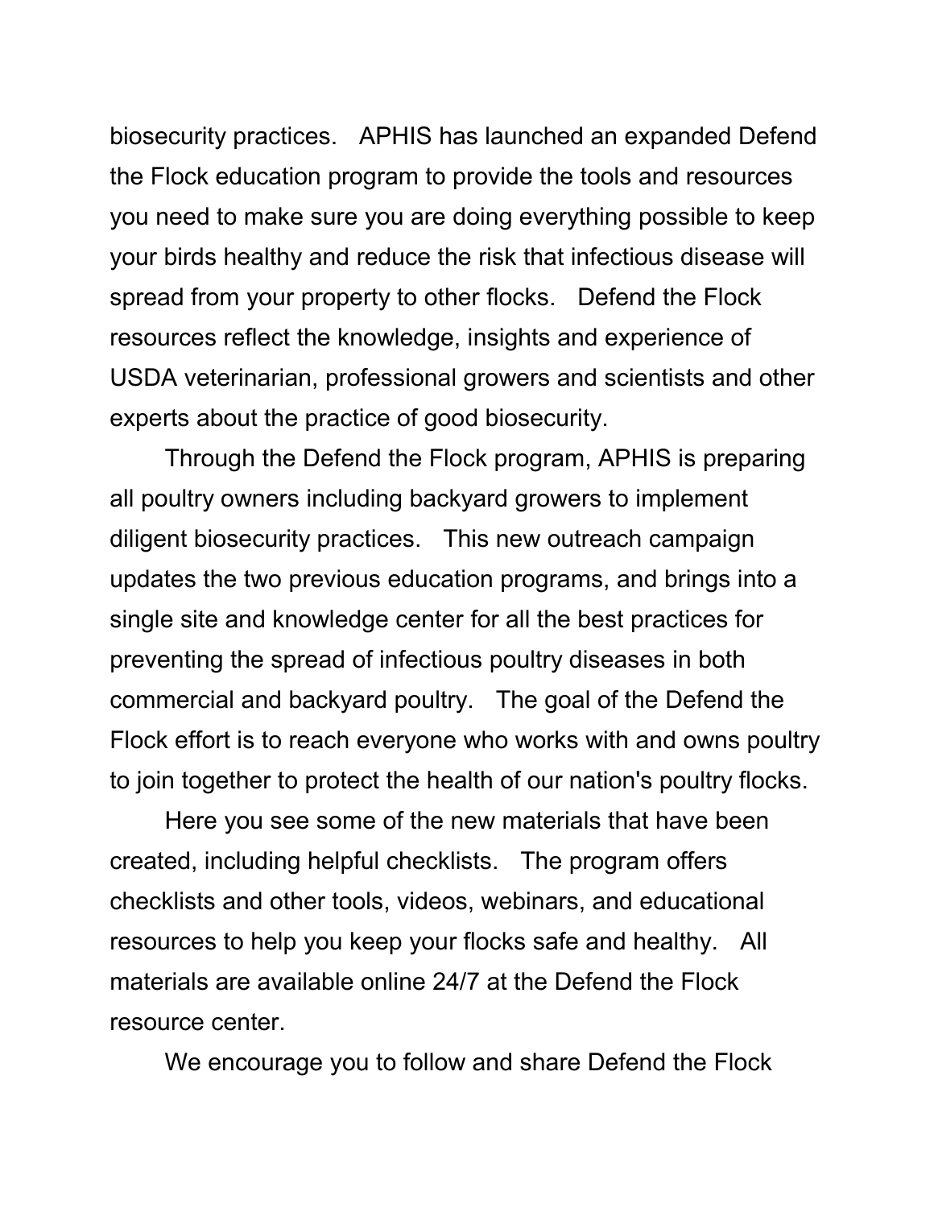biosecurity practices. APHIS has launched an expanded Defend the Flock education program to provide the tools and resources you need to make sure you are doing everything possible to keep your birds healthy and reduce the risk that infectious disease will spread from your property to other flocks. Defend the Flock resources reflect the knowledge, insights and experience of USDA veterinarian, professional growers and scientists and other experts about the practice of good biosecurity.

Through the Defend the Flock program, APHIS is preparing all poultry owners including backyard growers to implement diligent biosecurity practices. This new outreach campaign updates the two previous education programs, and brings into a single site and knowledge center for all the best practices for preventing the spread of infectious poultry diseases in both commercial and backyard poultry. The goal of the Defend the Flock effort is to reach everyone who works with and owns poultry to join together to protect the health of our nation's poultry flocks.

Here you see some of the new materials that have been created, including helpful checklists. The program offers checklists and other tools, videos, webinars, and educational resources to help you keep your flocks safe and healthy. All materials are available online 24/7 at the Defend the Flock resource center.

We encourage you to follow and share Defend the Flock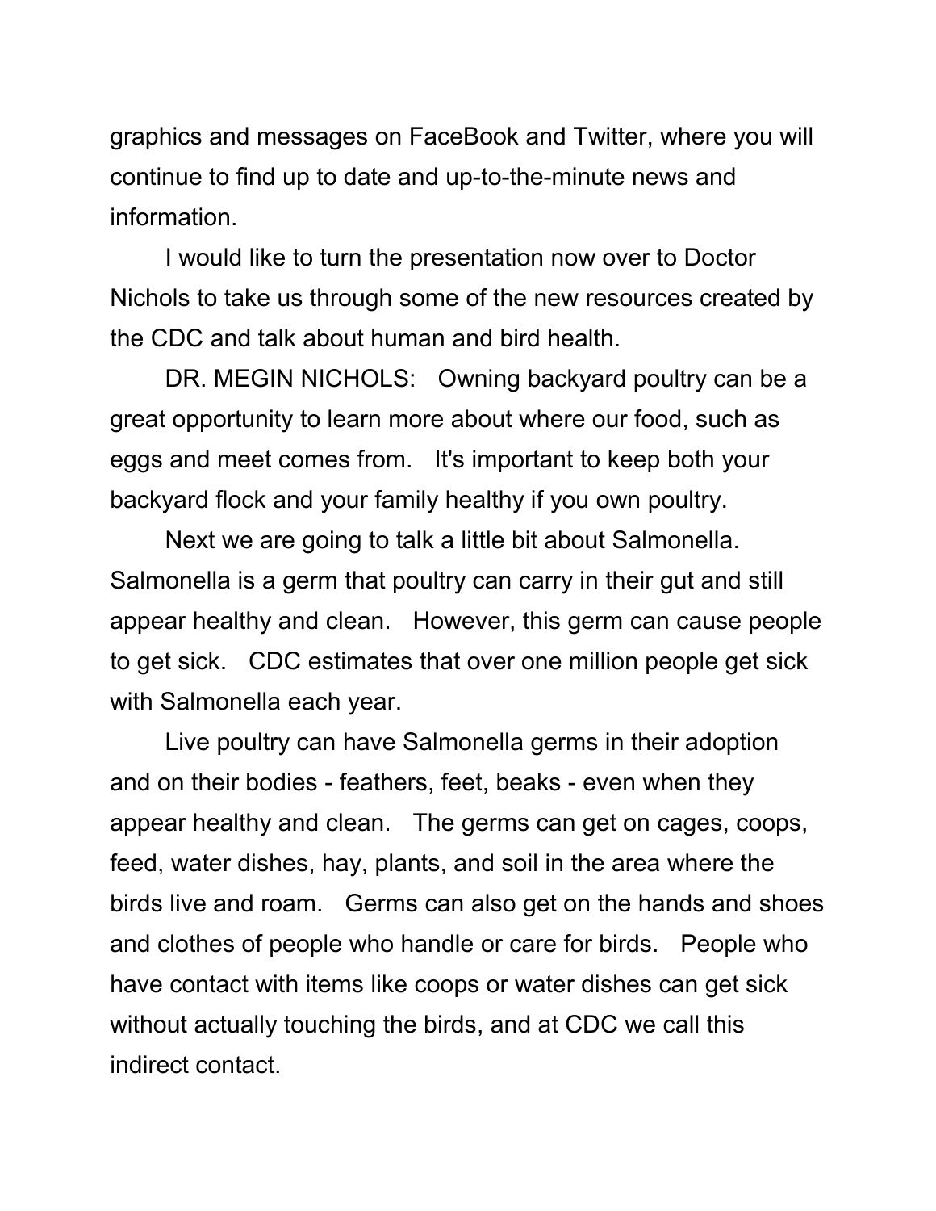graphics and messages on FaceBook and Twitter, where you will continue to find up to date and up-to-the-minute news and information.

I would like to turn the presentation now over to Doctor Nichols to take us through some of the new resources created by the CDC and talk about human and bird health.

DR. MEGIN NICHOLS: Owning backyard poultry can be a great opportunity to learn more about where our food, such as eggs and meet comes from. It's important to keep both your backyard flock and your family healthy if you own poultry.

Next we are going to talk a little bit about Salmonella. Salmonella is a germ that poultry can carry in their gut and still appear healthy and clean. However, this germ can cause people to get sick. CDC estimates that over one million people get sick with Salmonella each year.

Live poultry can have Salmonella germs in their adoption and on their bodies - feathers, feet, beaks - even when they appear healthy and clean. The germs can get on cages, coops, feed, water dishes, hay, plants, and soil in the area where the birds live and roam. Germs can also get on the hands and shoes and clothes of people who handle or care for birds. People who have contact with items like coops or water dishes can get sick without actually touching the birds, and at CDC we call this indirect contact.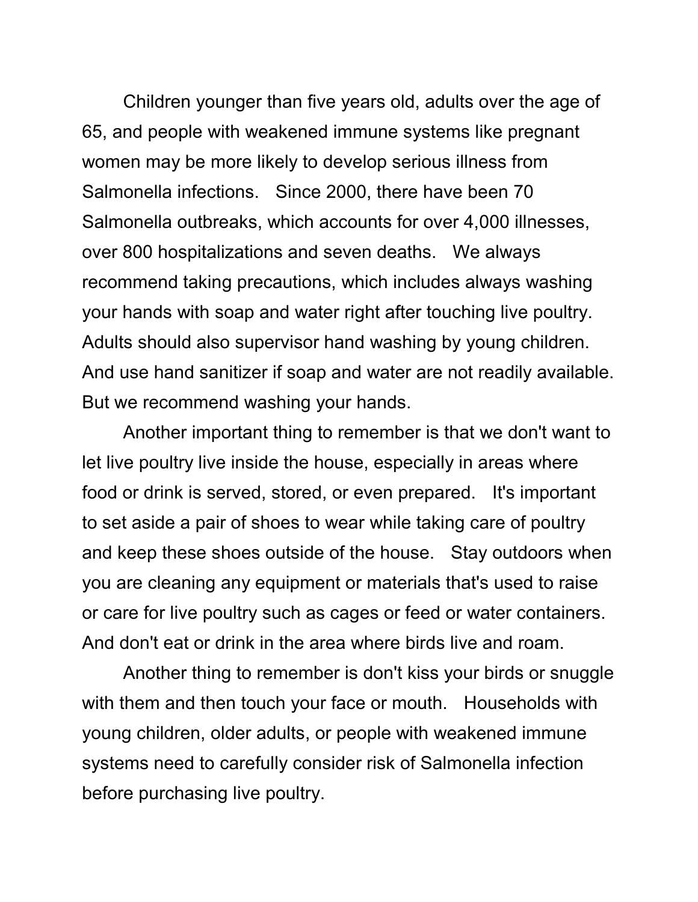Children younger than five years old, adults over the age of 65, and people with weakened immune systems like pregnant women may be more likely to develop serious illness from Salmonella infections. Since 2000, there have been 70 Salmonella outbreaks, which accounts for over 4,000 illnesses, over 800 hospitalizations and seven deaths. We always recommend taking precautions, which includes always washing your hands with soap and water right after touching live poultry. Adults should also supervisor hand washing by young children. And use hand sanitizer if soap and water are not readily available. But we recommend washing your hands.

Another important thing to remember is that we don't want to let live poultry live inside the house, especially in areas where food or drink is served, stored, or even prepared. It's important to set aside a pair of shoes to wear while taking care of poultry and keep these shoes outside of the house. Stay outdoors when you are cleaning any equipment or materials that's used to raise or care for live poultry such as cages or feed or water containers. And don't eat or drink in the area where birds live and roam.

Another thing to remember is don't kiss your birds or snuggle with them and then touch your face or mouth. Households with young children, older adults, or people with weakened immune systems need to carefully consider risk of Salmonella infection before purchasing live poultry.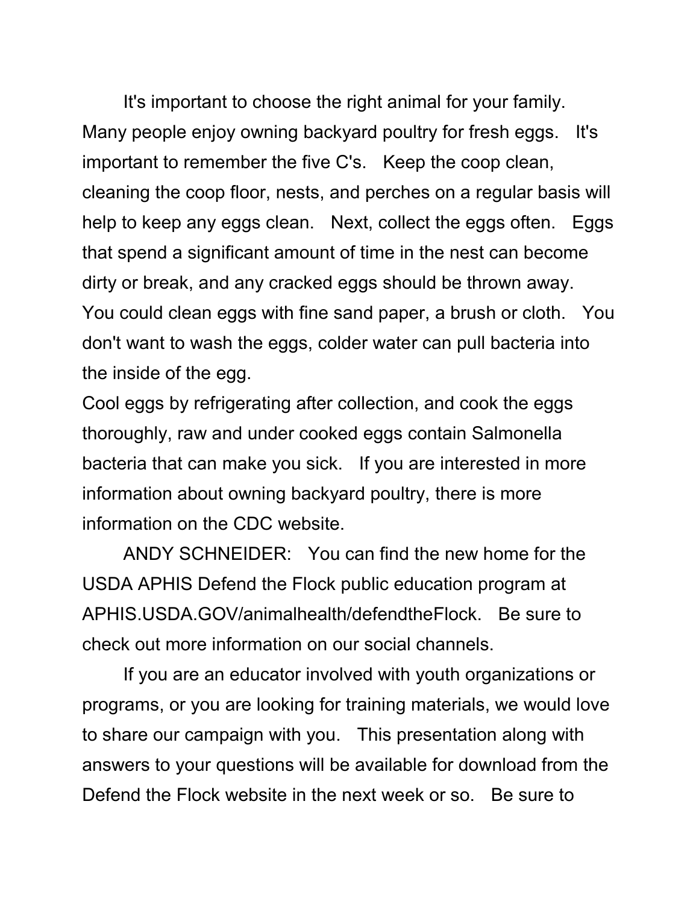It's important to choose the right animal for your family. Many people enjoy owning backyard poultry for fresh eggs. It's important to remember the five C's. Keep the coop clean, cleaning the coop floor, nests, and perches on a regular basis will help to keep any eggs clean. Next, collect the eggs often. Eggs that spend a significant amount of time in the nest can become dirty or break, and any cracked eggs should be thrown away. You could clean eggs with fine sand paper, a brush or cloth. You don't want to wash the eggs, colder water can pull bacteria into the inside of the egg.

Cool eggs by refrigerating after collection, and cook the eggs thoroughly, raw and under cooked eggs contain Salmonella bacteria that can make you sick. If you are interested in more information about owning backyard poultry, there is more information on the CDC website.

ANDY SCHNEIDER: You can find the new home for the USDA APHIS Defend the Flock public education program at APHIS.USDA.GOV/animalhealth/defendtheFlock. Be sure to check out more information on our social channels.

If you are an educator involved with youth organizations or programs, or you are looking for training materials, we would love to share our campaign with you. This presentation along with answers to your questions will be available for download from the Defend the Flock website in the next week or so. Be sure to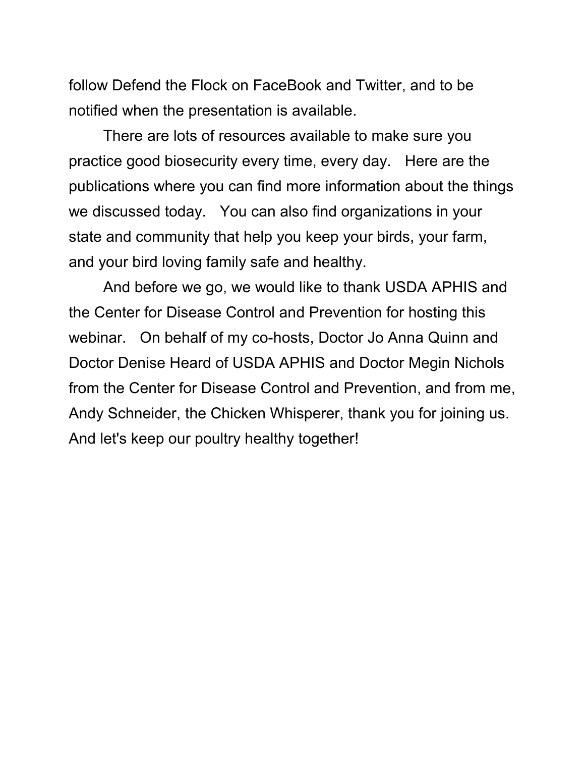follow Defend the Flock on FaceBook and Twitter, and to be notified when the presentation is available.

There are lots of resources available to make sure you practice good biosecurity every time, every day. Here are the publications where you can find more information about the things we discussed today. You can also find organizations in your state and community that help you keep your birds, your farm, and your bird loving family safe and healthy.

And before we go, we would like to thank USDA APHIS and the Center for Disease Control and Prevention for hosting this webinar. On behalf of my co-hosts, Doctor Jo Anna Quinn and Doctor Denise Heard of USDA APHIS and Doctor Megin Nichols from the Center for Disease Control and Prevention, and from me, Andy Schneider, the Chicken Whisperer, thank you for joining us. And let's keep our poultry healthy together!